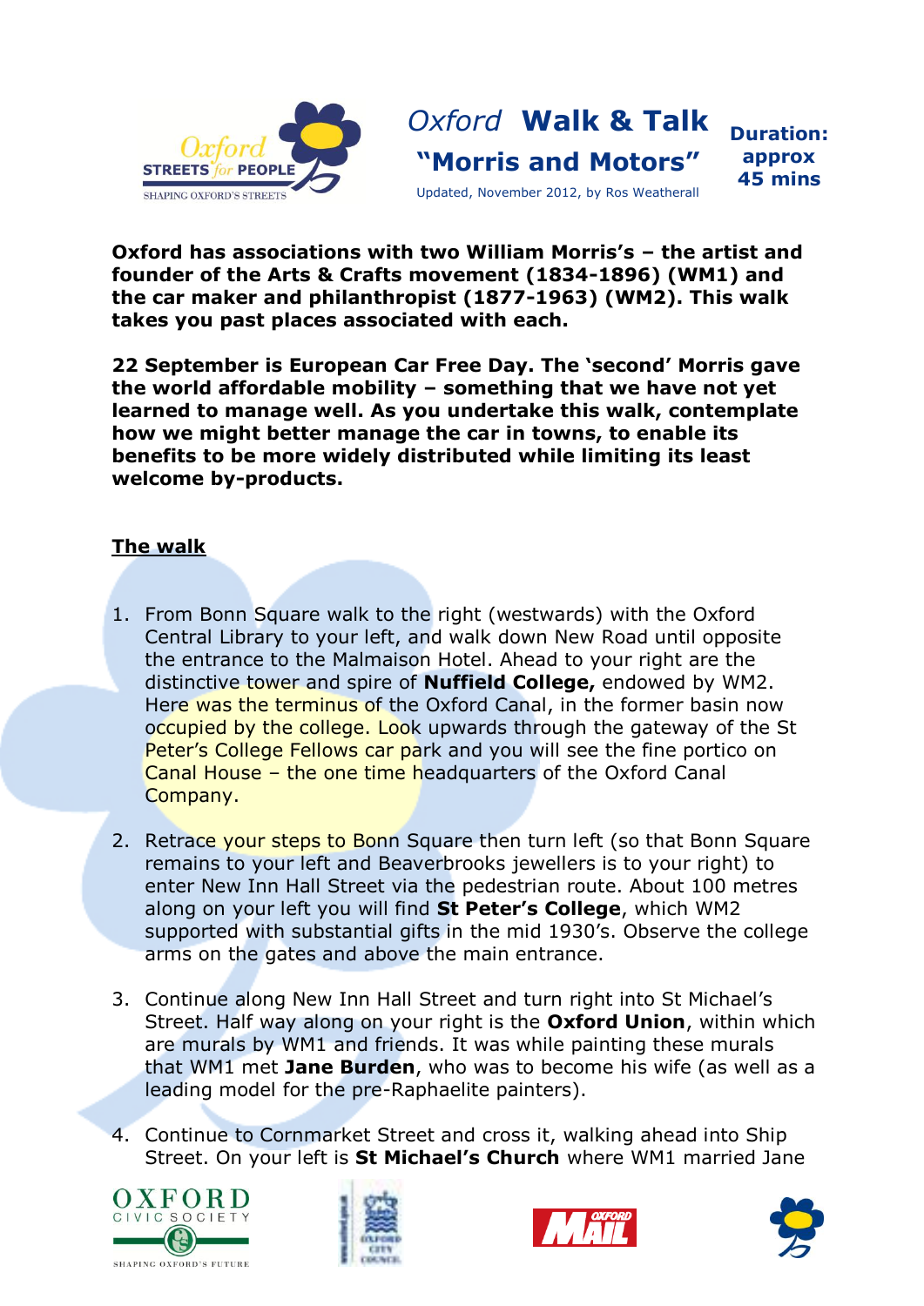# Oxford Walk & Talk

## "Morris and Motors"

Updated, November 2012, by Ros Weatherall

**Duration: approx 45 mins**

**Oxford has associations with two William Morris's – the artist and founder of the Arts & Crafts movement (1834-1896) (WM1) and the car maker and philanthropist (1877-1963) (WM2). This walk takes you past places associated with each.**

**22 September is European Car Free Day. The 'second' Morris gave the world affordable mobility – something that we have not yet learned to manage well. As you undertake this walk, contemplate how we might better manage the car in towns, to enable its benefits to be more widely distributed while limiting its least welcome by-products.**

**The walk**

1. From Bonn Square walk to the right (westwards) with the Oxford Central Library to your left, and walk down New Road until opposite the entrance to the Malmaison Hotel. Ahead to your right are the distinctive tower and spire of **Nuffield College,** endowed by WM2. Here was the terminus of the Oxford Canal, in the former basin now occupied by the college. Look upwards through the gateway of the St Peter's College Fellows car park and you will see the fine portico on Canal House – the one time headquarters of the Oxford Canal Company.

2. Retrace your steps to Bonn Square then turn left (so that Bonn Square remains to your left and Beaverbrooks jewellers is to your right) to enter New Inn Hall Street via the pedestrian route. About 100 metres along on your left you will find **St Peter's College**, which WM2 supported with substantial gifts in the mid 1930's. Observe the college arms on the gates and above the main entrance.

3. Continue along New Inn Hall Street and turn right into St Michael's Street. Half way along on your right is the **Oxford Union**, within which are murals by WM1 and friends. It was while painting these murals that WM1 met **Jane Burden**, who was to become his wife (as well as a leading model for the pre-Raphaelite painters).

4. Continue to Cornmarket Street and cross it, walking ahead into Ship Street. On your left is **St Michael's Church** where WM1 married Jane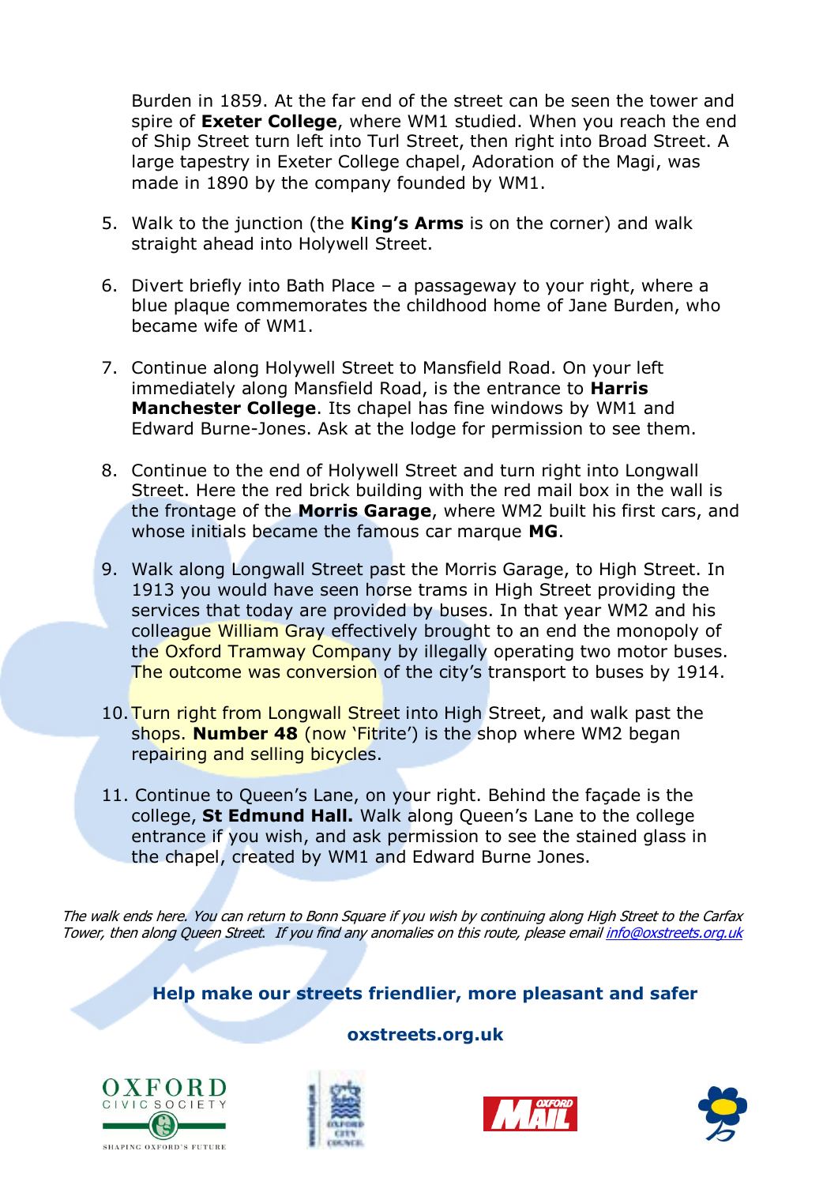Burden in 1859. At the far end of the street can be seen the tower and spire of **Exeter College**, where WM1 studied. When you reach the end of Ship Street turn left into Turl Street, then right into Broad Street. A large tapestry in Exeter College chapel, Adoration of the Magi, was made in 1890 by the company founded by WM1.

5. Walk to the junction (the **King's Arms** is on the corner) and walk straight ahead into Holywell Street.

6. Divert briefly into Bath Place – a passageway to your right, where a blue plaque commemorates the childhood home of Jane Burden, who became wife of WM1.

7. Continue along Holywell Street to Mansfield Road. On your left immediately along Mansfield Road, is the entrance to **Harris Manchester College**. Its chapel has fine windows by WM1 and Edward Burne-Jones. Ask at the lodge for permission to see them.

8. Continue to the end of Holywell Street and turn right into Longwall Street. Here the red brick building with the red mail box in the wall is the frontage of the **Morris Garage**, where WM2 built his first cars, and whose initials became the famous car marque **MG**.

9. Walk along Longwall Street past the Morris Garage, to High Street. In 1913 you would have seen horse trams in High Street providing the services that today are provided by buses. In that year WM2 and his colleague William Gray effectively brought to an end the monopoly of the Oxford Tramway Company by illegally operating two motor buses. The outcome was conversion of the city's transport to buses by 1914.

10. Turn right from Longwall Street into High Street, and walk past the shops. **Number 48** (now 'Fitrite') is the shop where WM2 began repairing and selling bicycles.

11. Continue to Queen's Lane, on your right. Behind the façade is the college, **St Edmund Hall.** Walk along Queen's Lane to the college entrance if you wish, and ask permission to see the stained glass in the chapel, created by WM1 and Edward Burne Jones.

*The walk ends here. You can return to Bonn Square if you wish by continuing along High Street to the Carfax Tower, then along Queen Street. If you find any anomalies on this route, please email info@oxstreets.org.uk*

**Help make our streets friendlier, more pleasant and safer**

**oxstreets.org.uk**

OXFORD CIVIC SOCIETY
SHAPING OXFORD'S FUTURE

OXFORD CITY COUNCIL

OXFORD MAIL